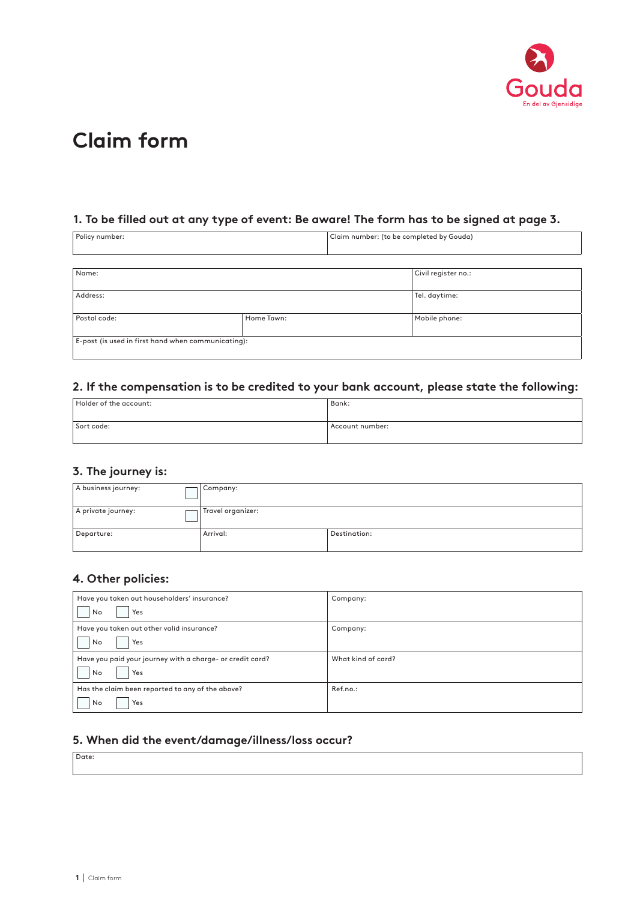Gouda
En del av Gjensidige

# Claim form

## 1. To be filled out at any type of event: Be aware! The form has to be signed at page 3.

| Policy number: | Claim number: (to be completed by Gouda) |
|---|---|
| | |

| Name: | | Civil register no.: |
|---|---|---|
| Address: | | Tel. daytime: |
| Postal code: | Home Town: | Mobile phone: |
| E-post (is used in first hand when communicating): | | |

## 2. If the compensation is to be credited to your bank account, please state the following:

| Holder of the account: | Bank: |
|---|---|
| Sort code: | Account number: |

## 3. The journey is:

| A business journey: ☐ | Company: | |
|---|---|---|
| A private journey: ☐ | Travel organizer: | |
| Departure: | Arrival: | Destination: |

## 4. Other policies:

| Have you taken out householders' insurance? ☐ No ☐ Yes | Company: |
|---|---|
| Have you taken out other valid insurance? ☐ No ☐ Yes | Company: |
| Have you paid your journey with a charge- or credit card? ☐ No ☐ Yes | What kind of card? |
| Has the claim been reported to any of the above? ☐ No ☐ Yes | Ref.no.: |

## 5. When did the event/damage/illness/loss occur?

| Date: |
|---|
| |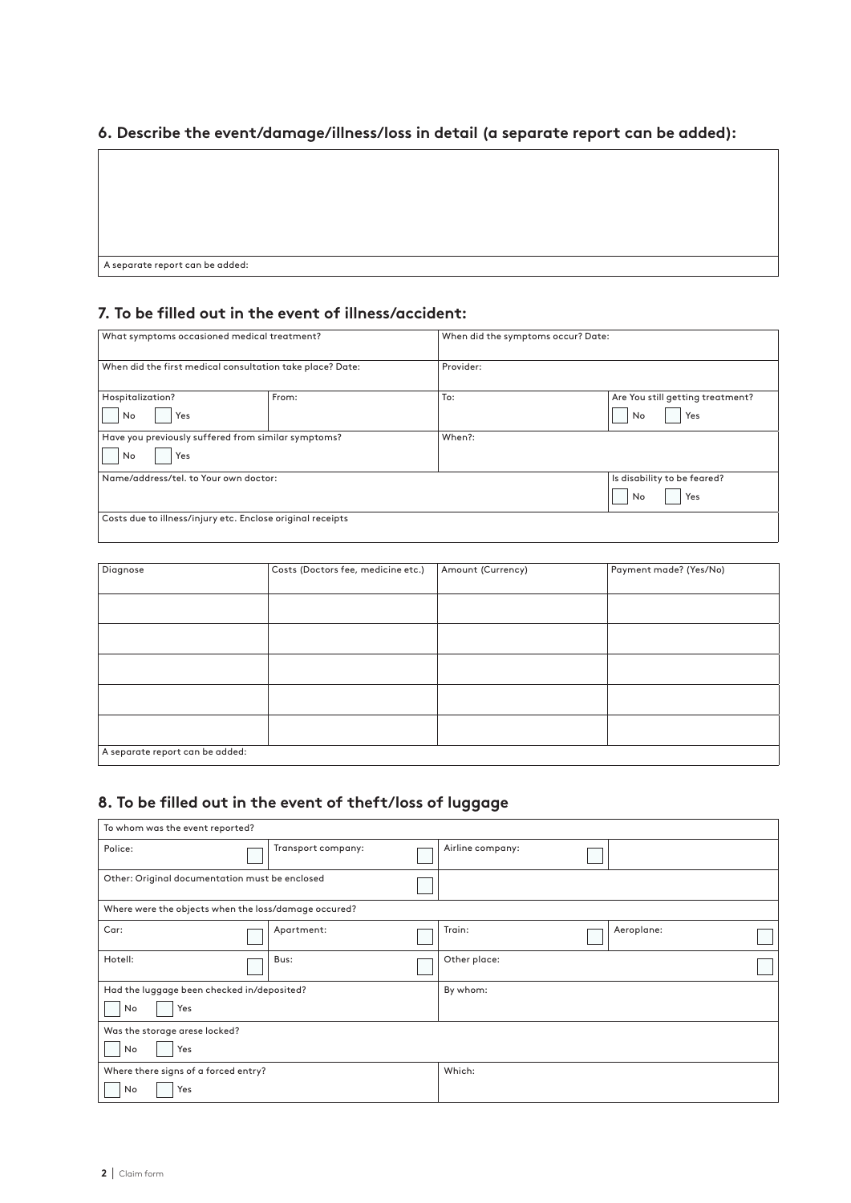## 6. Describe the event/damage/illness/loss in detail (a separate report can be added):

| |
|---|
| |
| A separate report can be added: |

## 7. To be filled out in the event of illness/accident:

| What symptoms occasioned medical treatment? | | When did the symptoms occur? Date: | |
|---|---|---|---|
| When did the first medical consultation take place? Date: | | Provider: | |
| Hospitalization? ☐ No ☐ Yes | From: | To: | Are You still getting treatment? ☐ No ☐ Yes |
| Have you previously suffered from similar symptoms? ☐ No ☐ Yes | | When?: | |
| Name/address/tel. to Your own doctor: | | | Is disability to be feared? ☐ No ☐ Yes |
| Costs due to illness/injury etc. Enclose original receipts | | | |

| Diagnose | Costs (Doctors fee, medicine etc.) | Amount (Currency) | Payment made? (Yes/No) |
|---|---|---|---|
| | | | |
| | | | |
| | | | |
| | | | |
| | | | |
| A separate report can be added: | | | |

## 8. To be filled out in the event of theft/loss of luggage

| To whom was the event reported? | | | |
|---|---|---|---|
| Police: ☐ | Transport company: ☐ | Airline company: ☐ | |
| Other: Original documentation must be enclosed ☐ | | | |
| Where were the objects when the loss/damage occured? | | | |
| Car: ☐ | Apartment: ☐ | Train: ☐ | Aeroplane: ☐ |
| Hotell: ☐ | Bus: ☐ | Other place: ☐ | |
| Had the luggage been checked in/deposited? ☐ No ☐ Yes | | By whom: | |
| Was the storage arese locked? ☐ No ☐ Yes | | | |
| Where there signs of a forced entry? ☐ No ☐ Yes | | Which: | |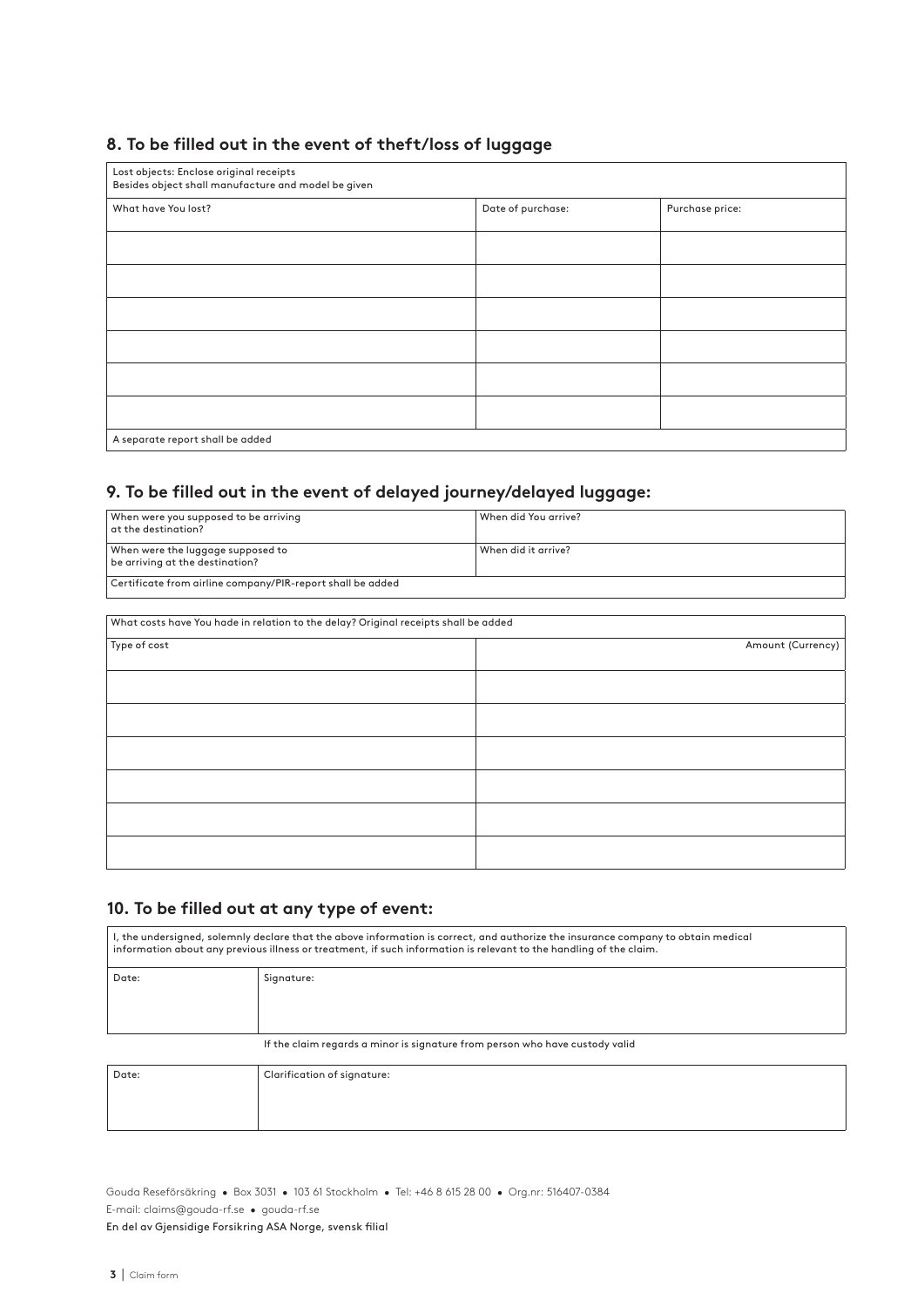## 8. To be filled out in the event of theft/loss of luggage

Lost objects: Enclose original receipts
Besides object shall manufacture and model be given

| What have You lost? | Date of purchase: | Purchase price: |
|---|---|---|
| | | |
| | | |
| | | |
| | | |
| | | |
| | | |

A separate report shall be added

## 9. To be filled out in the event of delayed journey/delayed luggage:

| | |
|---|---|
| When were you supposed to be arriving at the destination? | When did You arrive? |
| When were the luggage supposed to be arriving at the destination? | When did it arrive? |

Certificate from airline company/PIR-report shall be added

What costs have You hade in relation to the delay? Original receipts shall be added

| Type of cost | Amount (Currency) |
|---|---|
| | |
| | |
| | |
| | |
| | |
| | |

## 10. To be filled out at any type of event:

I, the undersigned, solemnly declare that the above information is correct, and authorize the insurance company to obtain medical information about any previous illness or treatment, if such information is relevant to the handling of the claim.

| Date: | Signature: |
|---|---|
| | |

If the claim regards a minor is signature from person who have custody valid

| Date: | Clarification of signature: |
|---|---|
| | |

Gouda Reseförsäkring • Box 3031 • 103 61 Stockholm • Tel: +46 8 615 28 00 • Org.nr: 516407-0384
E-mail: claims@gouda-rf.se • gouda-rf.se
En del av Gjensidige Forsikring ASA Norge, svensk filial